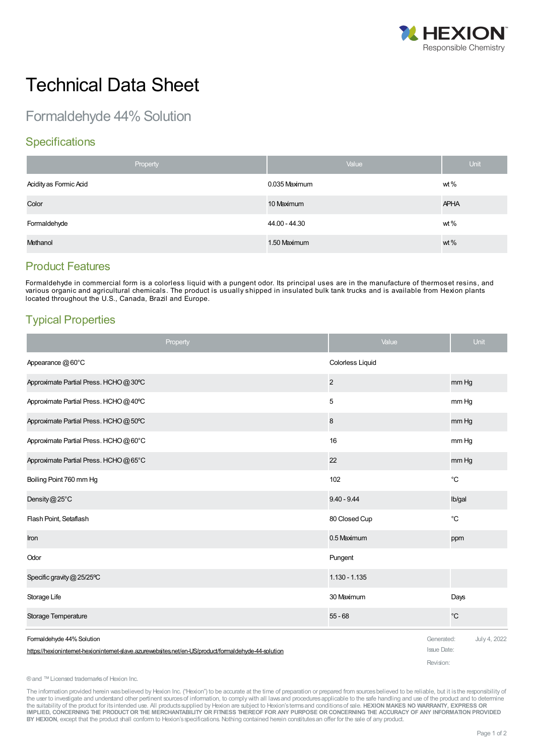HEXION
Responsible Chemistry

# Technical Data Sheet

## Formaldehyde 44% Solution

### Specifications

| Property | Value | Unit |
|---|---|---|
| Acidity as Formic Acid | 0.035 Maximum | wt % |
| Color | 10 Maximum | APHA |
| Formaldehyde | 44.00 - 44.30 | wt % |
| Methanol | 1.50 Maximum | wt % |

### Product Features

Formaldehyde in commercial form is a colorless liquid with a pungent odor. Its principal uses are in the manufacture of thermoset resins, and various organic and agricultural chemicals. The product is usually shipped in insulated bulk tank trucks and is available from Hexion plants located throughout the U.S., Canada, Brazil and Europe.

### Typical Properties

| Property | Value | Unit |
|---|---|---|
| Appearance @ 60°C | Colorless Liquid | |
| Approximate Partial Press. HCHO @ 30ºC | 2 | mm Hg |
| Approximate Partial Press. HCHO @ 40ºC | 5 | mm Hg |
| Approximate Partial Press. HCHO @ 50ºC | 8 | mm Hg |
| Approximate Partial Press. HCHO @ 60°C | 16 | mm Hg |
| Approximate Partial Press. HCHO @ 65°C | 22 | mm Hg |
| Boiling Point 760 mm Hg | 102 | °C |
| Density @ 25°C | 9.40 - 9.44 | lb/gal |
| Flash Point, Setaflash | 80 Closed Cup | °C |
| Iron | 0.5 Maximum | ppm |
| Odor | Pungent | |
| Specific gravity @ 25/25ºC | 1.130 - 1.135 | |
| Storage Life | 30 Maximum | Days |
| Storage Temperature | 55 - 68 | °C |

Formaldehyde 44% Solution

https://hexioninternet-hexioninternet-slave.azurewebsites.net/en-US/product/formaldehyde-44-solution

Generated: July 4, 2022
Issue Date:
Revision:

® and ™ Licensed trademarks of Hexion Inc.

The information provided herein was believed by Hexion Inc. ("Hexion") to be accurate at the time of preparation or prepared from sources believed to be reliable, but it is the responsibility of the user to investigate and understand other pertinent sources of information, to comply with all laws and procedures applicable to the safe handling and use of the product and to determine the suitability of the product for its intended use. All products supplied by Hexion are subject to Hexion's terms and conditions of sale. **HEXION MAKES NO WARRANTY, EXPRESS OR IMPLIED, CONCERNING THE PRODUCT OR THE MERCHANTABILITY OR FITNESS THEREOF FOR ANY PURPOSE OR CONCERNING THE ACCURACY OF ANY INFORMATION PROVIDED BY HEXION**, except that the product shall conform to Hexion's specifications. Nothing contained herein constitutes an offer for the sale of any product.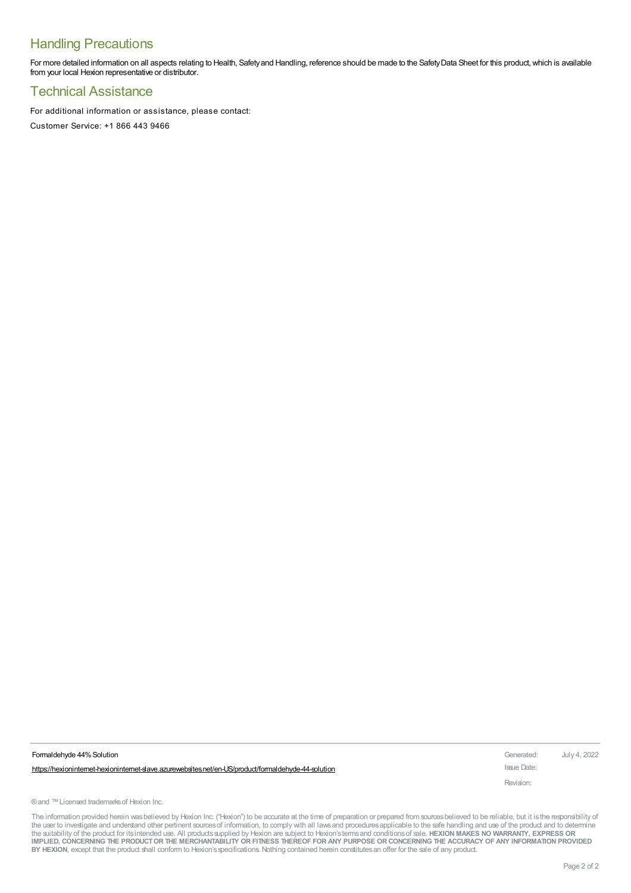## Handling Precautions

For more detailed information on all aspects relating to Health, Safety and Handling, reference should be made to the Safety Data Sheet for this product, which is available from your local Hexion representative or distributor.

## Technical Assistance

For additional information or assistance, please contact:

Customer Service: +1 866 443 9466

Formaldehyde 44% Solution

https://hexioninternet-hexioninternet-slave.azurewebsites.net/en-US/product/formaldehyde-44-solution

Generated: July 4, 2022

Issue Date:

Revision:

® and ™ Licensed trademarks of Hexion Inc.

The information provided herein was believed by Hexion Inc. ("Hexion") to be accurate at the time of preparation or prepared from sources believed to be reliable, but it is the responsibility of the user to investigate and understand other pertinent sources of information, to comply with all laws and procedures applicable to the safe handling and use of the product and to determine the suitability of the product for its intended use. All products supplied by Hexion are subject to Hexion's terms and conditions of sale. **HEXION MAKES NO WARRANTY, EXPRESS OR IMPLIED, CONCERNING THE PRODUCT OR THE MERCHANTABILITY OR FITNESS THEREOF FOR ANY PURPOSE OR CONCERNING THE ACCURACY OF ANY INFORMATION PROVIDED BY HEXION**, except that the product shall conform to Hexion's specifications. Nothing contained herein constitutes an offer for the sale of any product.